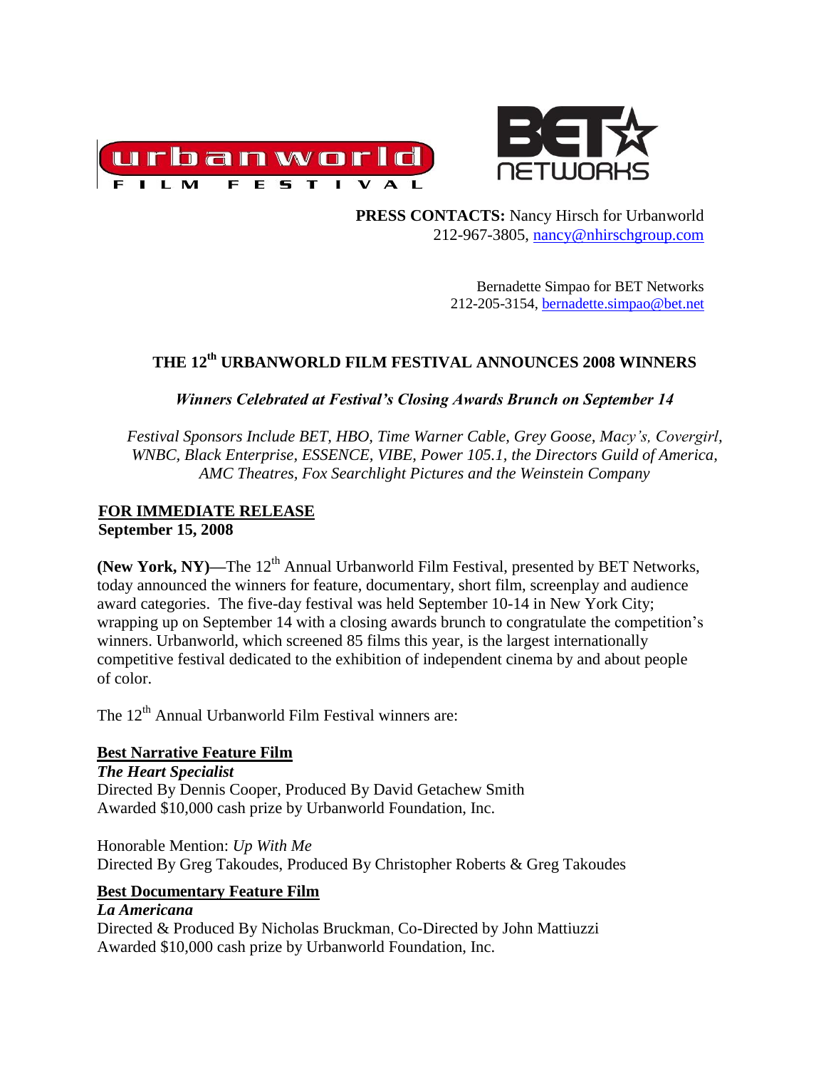**PRESS CONTACTS:** Nancy Hirsch for Urbanworld
212-967-3805, nancy@nhirschgroup.com

Bernadette Simpao for BET Networks
212-205-3154, bernadette.simpao@bet.net

# THE 12th URBANWORLD FILM FESTIVAL ANNOUNCES 2008 WINNERS

***Winners Celebrated at Festival's Closing Awards Brunch on September 14***

*Festival Sponsors Include BET, HBO, Time Warner Cable, Grey Goose, Macy's, Covergirl, WNBC, Black Enterprise, ESSENCE, VIBE, Power 105.1, the Directors Guild of America, AMC Theatres, Fox Searchlight Pictures and the Weinstein Company*

**FOR IMMEDIATE RELEASE**
**September 15, 2008**

**(New York, NY)**—The 12th Annual Urbanworld Film Festival, presented by BET Networks, today announced the winners for feature, documentary, short film, screenplay and audience award categories. The five-day festival was held September 10-14 in New York City; wrapping up on September 14 with a closing awards brunch to congratulate the competition's winners. Urbanworld, which screened 85 films this year, is the largest internationally competitive festival dedicated to the exhibition of independent cinema by and about people of color.

The 12th Annual Urbanworld Film Festival winners are:

**Best Narrative Feature Film**
***The Heart Specialist***
Directed By Dennis Cooper, Produced By David Getachew Smith
Awarded $10,000 cash prize by Urbanworld Foundation, Inc.

Honorable Mention: *Up With Me*
Directed By Greg Takoudes, Produced By Christopher Roberts & Greg Takoudes

**Best Documentary Feature Film**
***La Americana***
Directed & Produced By Nicholas Bruckman, Co-Directed by John Mattiuzzi
Awarded $10,000 cash prize by Urbanworld Foundation, Inc.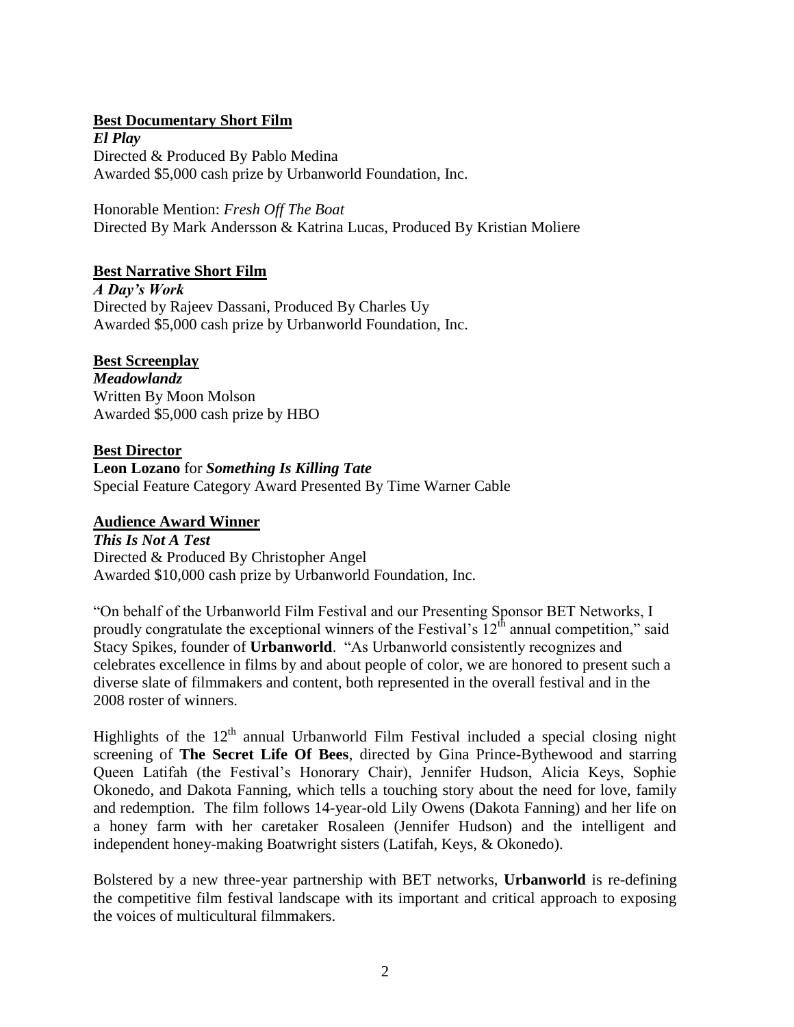**Best Documentary Short Film**

***El Play***

Directed & Produced By Pablo Medina

Awarded $5,000 cash prize by Urbanworld Foundation, Inc.

Honorable Mention: *Fresh Off The Boat*

Directed By Mark Andersson & Katrina Lucas, Produced By Kristian Moliere

**Best Narrative Short Film**

***A Day's Work***

Directed by Rajeev Dassani, Produced By Charles Uy

Awarded $5,000 cash prize by Urbanworld Foundation, Inc.

**Best Screenplay**

***Meadowlandz***

Written By Moon Molson

Awarded $5,000 cash prize by HBO

**Best Director**

**Leon Lozano** for ***Something Is Killing Tate***

Special Feature Category Award Presented By Time Warner Cable

**Audience Award Winner**

***This Is Not A Test***

Directed & Produced By Christopher Angel

Awarded $10,000 cash prize by Urbanworld Foundation, Inc.

"On behalf of the Urbanworld Film Festival and our Presenting Sponsor BET Networks, I proudly congratulate the exceptional winners of the Festival's 12th annual competition," said Stacy Spikes, founder of **Urbanworld**. "As Urbanworld consistently recognizes and celebrates excellence in films by and about people of color, we are honored to present such a diverse slate of filmmakers and content, both represented in the overall festival and in the 2008 roster of winners.

Highlights of the 12th annual Urbanworld Film Festival included a special closing night screening of **The Secret Life Of Bees**, directed by Gina Prince-Bythewood and starring Queen Latifah (the Festival's Honorary Chair), Jennifer Hudson, Alicia Keys, Sophie Okonedo, and Dakota Fanning, which tells a touching story about the need for love, family and redemption. The film follows 14-year-old Lily Owens (Dakota Fanning) and her life on a honey farm with her caretaker Rosaleen (Jennifer Hudson) and the intelligent and independent honey-making Boatwright sisters (Latifah, Keys, & Okonedo).

Bolstered by a new three-year partnership with BET networks, **Urbanworld** is re-defining the competitive film festival landscape with its important and critical approach to exposing the voices of multicultural filmmakers.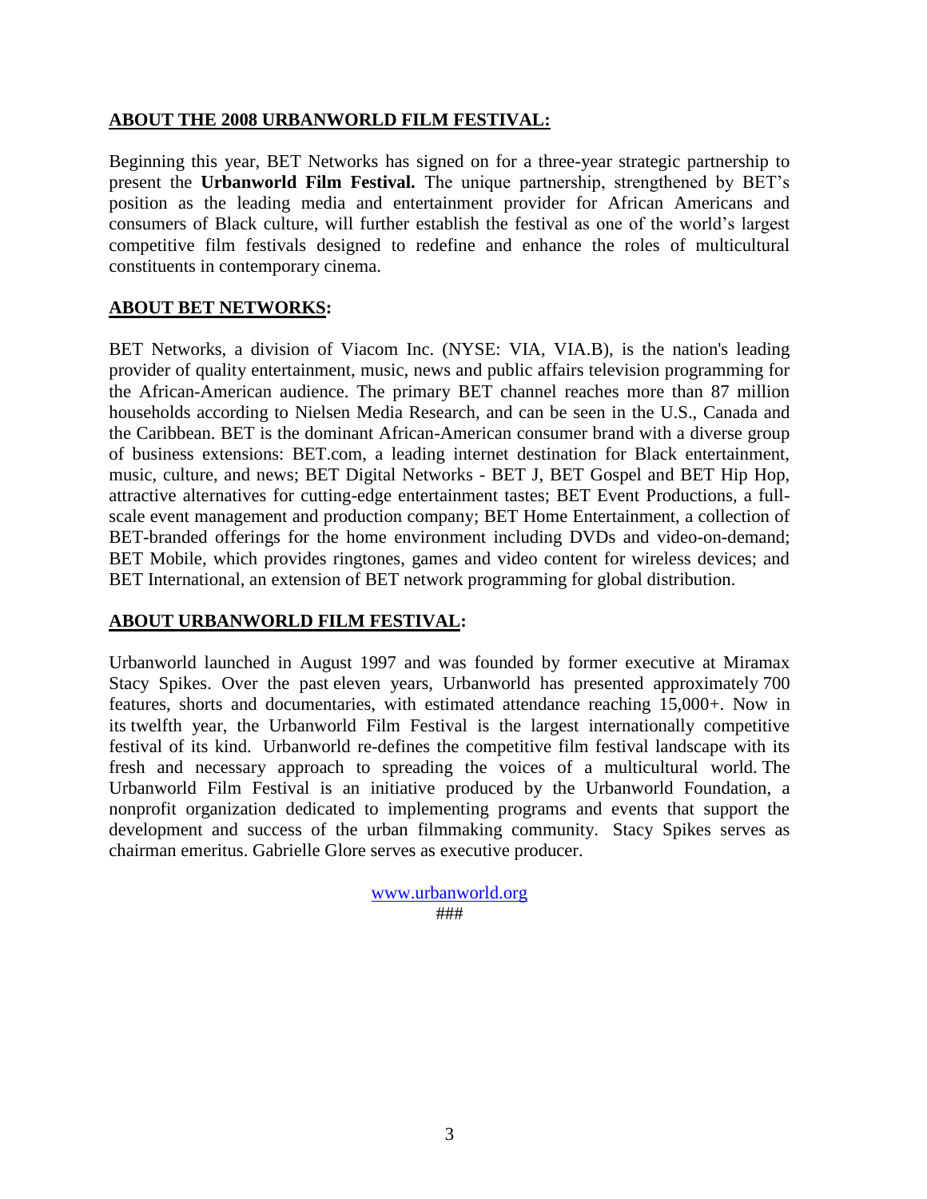## ABOUT THE 2008 URBANWORLD FILM FESTIVAL:

Beginning this year, BET Networks has signed on for a three-year strategic partnership to present the **Urbanworld Film Festival.** The unique partnership, strengthened by BET's position as the leading media and entertainment provider for African Americans and consumers of Black culture, will further establish the festival as one of the world's largest competitive film festivals designed to redefine and enhance the roles of multicultural constituents in contemporary cinema.

## ABOUT BET NETWORKS:

BET Networks, a division of Viacom Inc. (NYSE: VIA, VIA.B), is the nation's leading provider of quality entertainment, music, news and public affairs television programming for the African-American audience. The primary BET channel reaches more than 87 million households according to Nielsen Media Research, and can be seen in the U.S., Canada and the Caribbean. BET is the dominant African-American consumer brand with a diverse group of business extensions: BET.com, a leading internet destination for Black entertainment, music, culture, and news; BET Digital Networks - BET J, BET Gospel and BET Hip Hop, attractive alternatives for cutting-edge entertainment tastes; BET Event Productions, a full-scale event management and production company; BET Home Entertainment, a collection of BET-branded offerings for the home environment including DVDs and video-on-demand; BET Mobile, which provides ringtones, games and video content for wireless devices; and BET International, an extension of BET network programming for global distribution.

## ABOUT URBANWORLD FILM FESTIVAL:

Urbanworld launched in August 1997 and was founded by former executive at Miramax Stacy Spikes. Over the past eleven years, Urbanworld has presented approximately 700 features, shorts and documentaries, with estimated attendance reaching 15,000+. Now in its twelfth year, the Urbanworld Film Festival is the largest internationally competitive festival of its kind. Urbanworld re-defines the competitive film festival landscape with its fresh and necessary approach to spreading the voices of a multicultural world. The Urbanworld Film Festival is an initiative produced by the Urbanworld Foundation, a nonprofit organization dedicated to implementing programs and events that support the development and success of the urban filmmaking community. Stacy Spikes serves as chairman emeritus. Gabrielle Glore serves as executive producer.

www.urbanworld.org

###